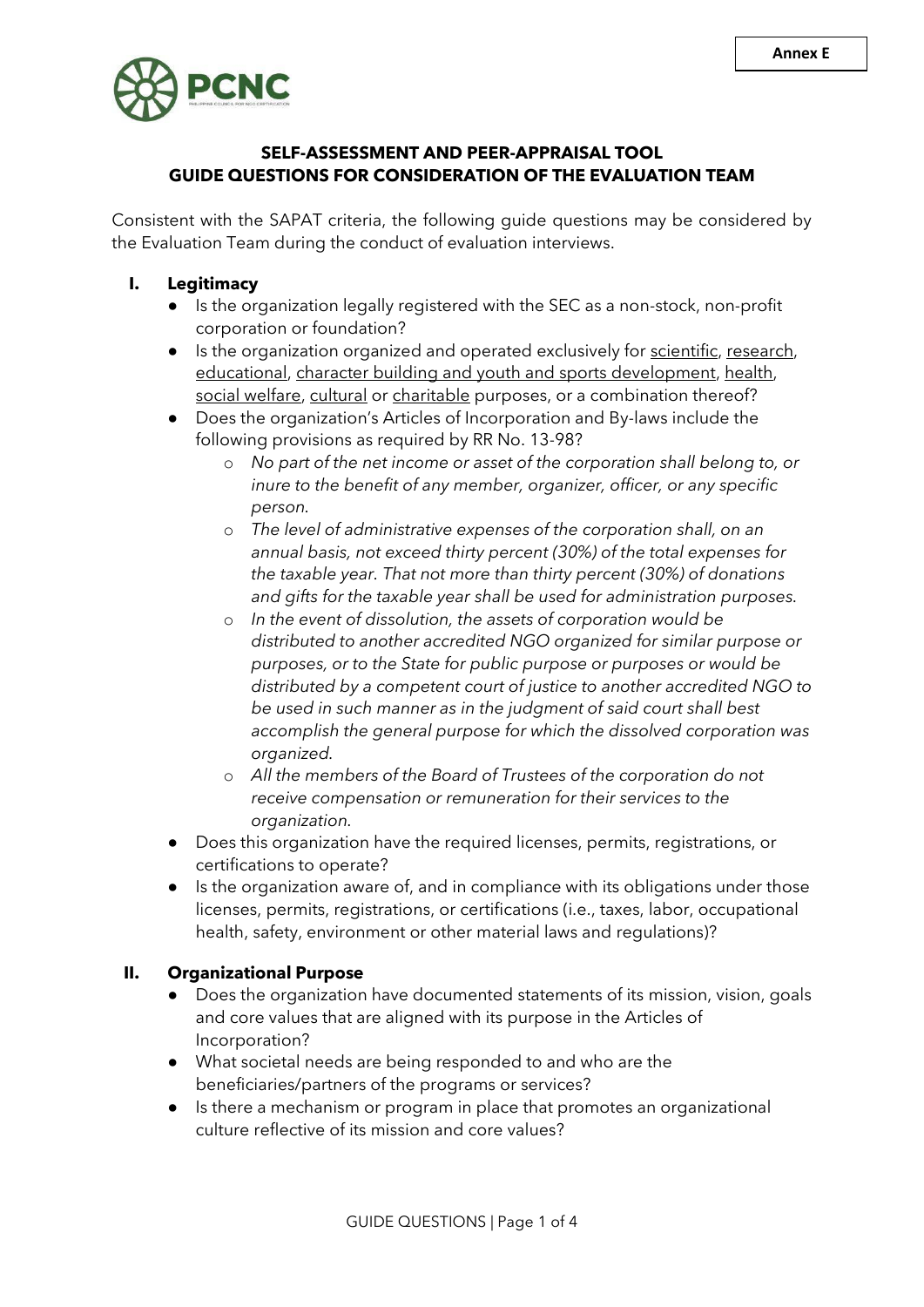Annex E

## SELF-ASSESSMENT AND PEER-APPRAISAL TOOL
## GUIDE QUESTIONS FOR CONSIDERATION OF THE EVALUATION TEAM

Consistent with the SAPAT criteria, the following guide questions may be considered by the Evaluation Team during the conduct of evaluation interviews.

### I. Legitimacy

- Is the organization legally registered with the SEC as a non-stock, non-profit corporation or foundation?
- Is the organization organized and operated exclusively for <u>scientific</u>, <u>research</u>, <u>educational</u>, <u>character building and youth and sports development</u>, <u>health</u>, <u>social welfare</u>, <u>cultural</u> or <u>charitable</u> purposes, or a combination thereof?
- Does the organization's Articles of Incorporation and By-laws include the following provisions as required by RR No. 13-98?
  - *No part of the net income or asset of the corporation shall belong to, or inure to the benefit of any member, organizer, officer, or any specific person.*
  - *The level of administrative expenses of the corporation shall, on an annual basis, not exceed thirty percent (30%) of the total expenses for the taxable year. That not more than thirty percent (30%) of donations and gifts for the taxable year shall be used for administration purposes.*
  - *In the event of dissolution, the assets of corporation would be distributed to another accredited NGO organized for similar purpose or purposes, or to the State for public purpose or purposes or would be distributed by a competent court of justice to another accredited NGO to be used in such manner as in the judgment of said court shall best accomplish the general purpose for which the dissolved corporation was organized.*
  - *All the members of the Board of Trustees of the corporation do not receive compensation or remuneration for their services to the organization.*
- Does this organization have the required licenses, permits, registrations, or certifications to operate?
- Is the organization aware of, and in compliance with its obligations under those licenses, permits, registrations, or certifications (i.e., taxes, labor, occupational health, safety, environment or other material laws and regulations)?

### II. Organizational Purpose

- Does the organization have documented statements of its mission, vision, goals and core values that are aligned with its purpose in the Articles of Incorporation?
- What societal needs are being responded to and who are the beneficiaries/partners of the programs or services?
- Is there a mechanism or program in place that promotes an organizational culture reflective of its mission and core values?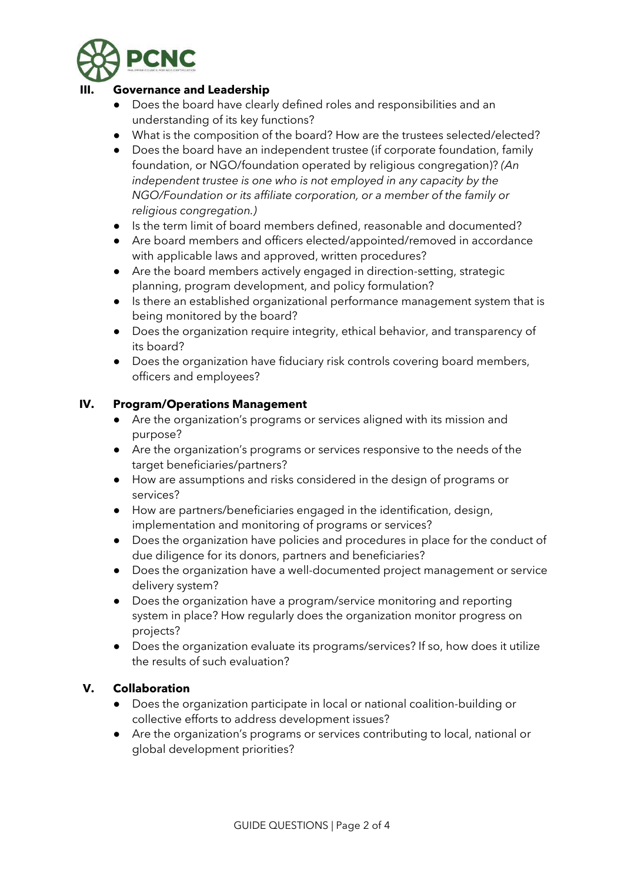## III. Governance and Leadership

- Does the board have clearly defined roles and responsibilities and an understanding of its key functions?
- What is the composition of the board? How are the trustees selected/elected?
- Does the board have an independent trustee (if corporate foundation, family foundation, or NGO/foundation operated by religious congregation)? *(An independent trustee is one who is not employed in any capacity by the NGO/Foundation or its affiliate corporation, or a member of the family or religious congregation.)*
- Is the term limit of board members defined, reasonable and documented?
- Are board members and officers elected/appointed/removed in accordance with applicable laws and approved, written procedures?
- Are the board members actively engaged in direction-setting, strategic planning, program development, and policy formulation?
- Is there an established organizational performance management system that is being monitored by the board?
- Does the organization require integrity, ethical behavior, and transparency of its board?
- Does the organization have fiduciary risk controls covering board members, officers and employees?

## IV. Program/Operations Management

- Are the organization's programs or services aligned with its mission and purpose?
- Are the organization's programs or services responsive to the needs of the target beneficiaries/partners?
- How are assumptions and risks considered in the design of programs or services?
- How are partners/beneficiaries engaged in the identification, design, implementation and monitoring of programs or services?
- Does the organization have policies and procedures in place for the conduct of due diligence for its donors, partners and beneficiaries?
- Does the organization have a well-documented project management or service delivery system?
- Does the organization have a program/service monitoring and reporting system in place? How regularly does the organization monitor progress on projects?
- Does the organization evaluate its programs/services? If so, how does it utilize the results of such evaluation?

## V. Collaboration

- Does the organization participate in local or national coalition-building or collective efforts to address development issues?
- Are the organization's programs or services contributing to local, national or global development priorities?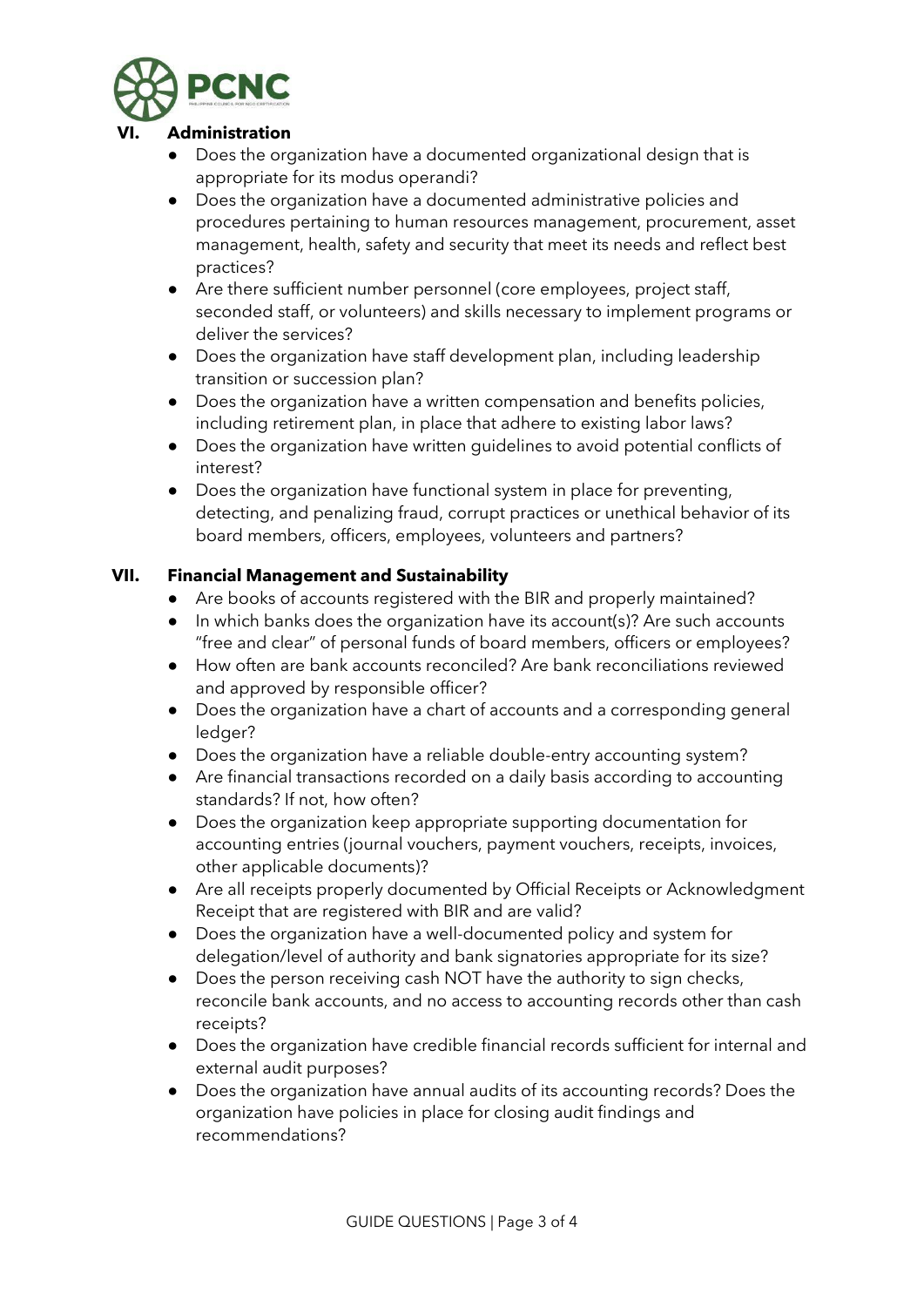## VI. Administration

- Does the organization have a documented organizational design that is appropriate for its modus operandi?
- Does the organization have a documented administrative policies and procedures pertaining to human resources management, procurement, asset management, health, safety and security that meet its needs and reflect best practices?
- Are there sufficient number personnel (core employees, project staff, seconded staff, or volunteers) and skills necessary to implement programs or deliver the services?
- Does the organization have staff development plan, including leadership transition or succession plan?
- Does the organization have a written compensation and benefits policies, including retirement plan, in place that adhere to existing labor laws?
- Does the organization have written guidelines to avoid potential conflicts of interest?
- Does the organization have functional system in place for preventing, detecting, and penalizing fraud, corrupt practices or unethical behavior of its board members, officers, employees, volunteers and partners?

## VII. Financial Management and Sustainability

- Are books of accounts registered with the BIR and properly maintained?
- In which banks does the organization have its account(s)? Are such accounts "free and clear" of personal funds of board members, officers or employees?
- How often are bank accounts reconciled? Are bank reconciliations reviewed and approved by responsible officer?
- Does the organization have a chart of accounts and a corresponding general ledger?
- Does the organization have a reliable double-entry accounting system?
- Are financial transactions recorded on a daily basis according to accounting standards? If not, how often?
- Does the organization keep appropriate supporting documentation for accounting entries (journal vouchers, payment vouchers, receipts, invoices, other applicable documents)?
- Are all receipts properly documented by Official Receipts or Acknowledgment Receipt that are registered with BIR and are valid?
- Does the organization have a well-documented policy and system for delegation/level of authority and bank signatories appropriate for its size?
- Does the person receiving cash NOT have the authority to sign checks, reconcile bank accounts, and no access to accounting records other than cash receipts?
- Does the organization have credible financial records sufficient for internal and external audit purposes?
- Does the organization have annual audits of its accounting records? Does the organization have policies in place for closing audit findings and recommendations?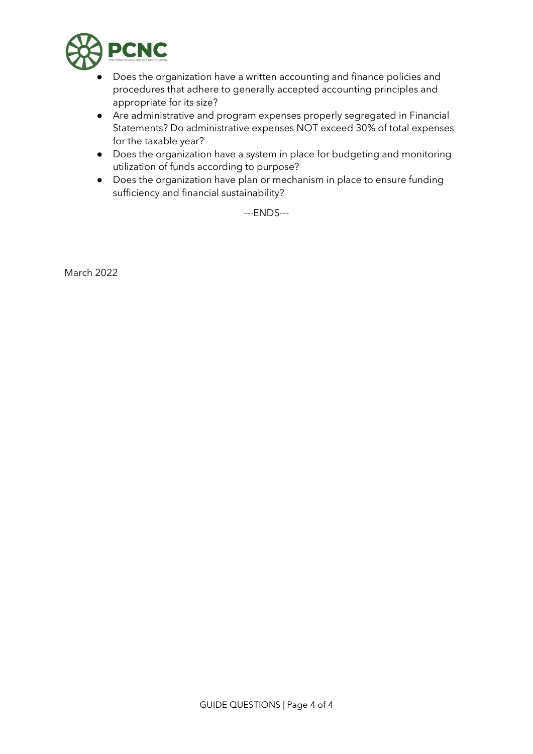- Does the organization have a written accounting and finance policies and procedures that adhere to generally accepted accounting principles and appropriate for its size?
- Are administrative and program expenses properly segregated in Financial Statements? Do administrative expenses NOT exceed 30% of total expenses for the taxable year?
- Does the organization have a system in place for budgeting and monitoring utilization of funds according to purpose?
- Does the organization have plan or mechanism in place to ensure funding sufficiency and financial sustainability?

---ENDS---

March 2022